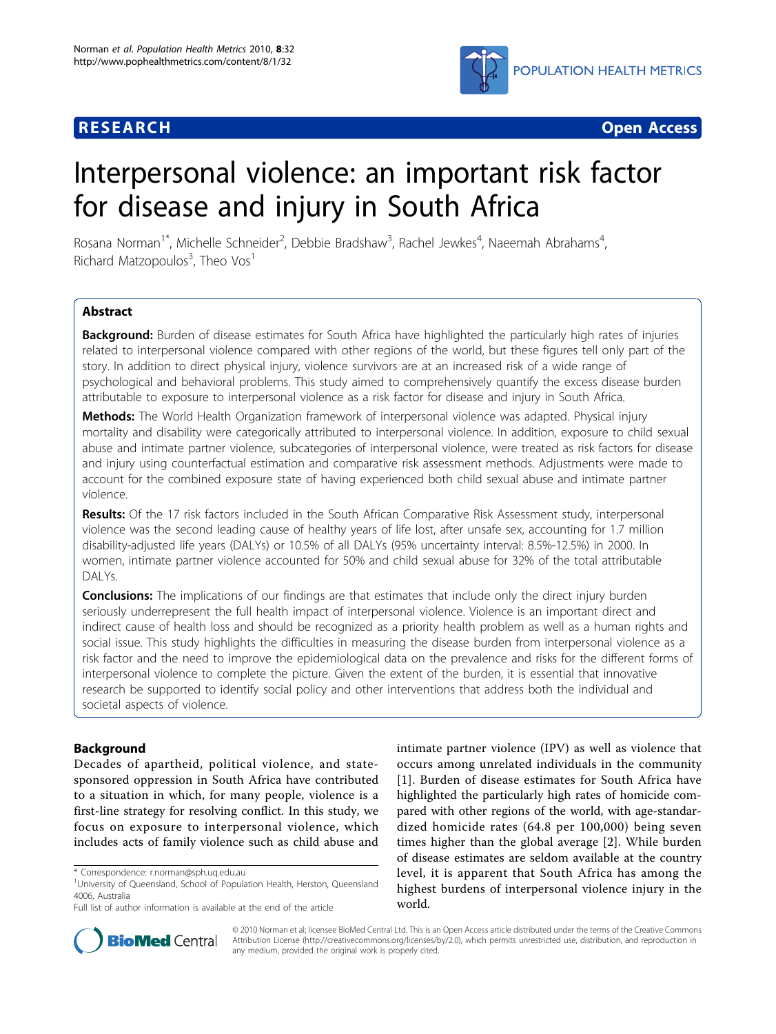**RESEARCH** **Open Access**

# Interpersonal violence: an important risk factor for disease and injury in South Africa

Rosana Norman[1*], Michelle Schneider[2], Debbie Bradshaw[3], Rachel Jewkes[4], Naeemah Abrahams[4], Richard Matzopoulos[3], Theo Vos[1]

## Abstract

**Background:** Burden of disease estimates for South Africa have highlighted the particularly high rates of injuries related to interpersonal violence compared with other regions of the world, but these figures tell only part of the story. In addition to direct physical injury, violence survivors are at an increased risk of a wide range of psychological and behavioral problems. This study aimed to comprehensively quantify the excess disease burden attributable to exposure to interpersonal violence as a risk factor for disease and injury in South Africa.

**Methods:** The World Health Organization framework of interpersonal violence was adapted. Physical injury mortality and disability were categorically attributed to interpersonal violence. In addition, exposure to child sexual abuse and intimate partner violence, subcategories of interpersonal violence, were treated as risk factors for disease and injury using counterfactual estimation and comparative risk assessment methods. Adjustments were made to account for the combined exposure state of having experienced both child sexual abuse and intimate partner violence.

**Results:** Of the 17 risk factors included in the South African Comparative Risk Assessment study, interpersonal violence was the second leading cause of healthy years of life lost, after unsafe sex, accounting for 1.7 million disability-adjusted life years (DALYs) or 10.5% of all DALYs (95% uncertainty interval: 8.5%-12.5%) in 2000. In women, intimate partner violence accounted for 50% and child sexual abuse for 32% of the total attributable DALYs.

**Conclusions:** The implications of our findings are that estimates that include only the direct injury burden seriously underrepresent the full health impact of interpersonal violence. Violence is an important direct and indirect cause of health loss and should be recognized as a priority health problem as well as a human rights and social issue. This study highlights the difficulties in measuring the disease burden from interpersonal violence as a risk factor and the need to improve the epidemiological data on the prevalence and risks for the different forms of interpersonal violence to complete the picture. Given the extent of the burden, it is essential that innovative research be supported to identify social policy and other interventions that address both the individual and societal aspects of violence.

## Background

Decades of apartheid, political violence, and state-sponsored oppression in South Africa have contributed to a situation in which, for many people, violence is a first-line strategy for resolving conflict. In this study, we focus on exposure to interpersonal violence, which includes acts of family violence such as child abuse and intimate partner violence (IPV) as well as violence that occurs among unrelated individuals in the community [1]. Burden of disease estimates for South Africa have highlighted the particularly high rates of homicide compared with other regions of the world, with age-standardized homicide rates (64.8 per 100,000) being seven times higher than the global average [2]. While burden of disease estimates are seldom available at the country level, it is apparent that South Africa has among the highest burdens of interpersonal violence injury in the world.

\* Correspondence: r.norman@sph.uq.edu.au
[1]University of Queensland, School of Population Health, Herston, Queensland 4006, Australia
Full list of author information is available at the end of the article

© 2010 Norman et al; licensee BioMed Central Ltd. This is an Open Access article distributed under the terms of the Creative Commons Attribution License (http://creativecommons.org/licenses/by/2.0), which permits unrestricted use, distribution, and reproduction in any medium, provided the original work is properly cited.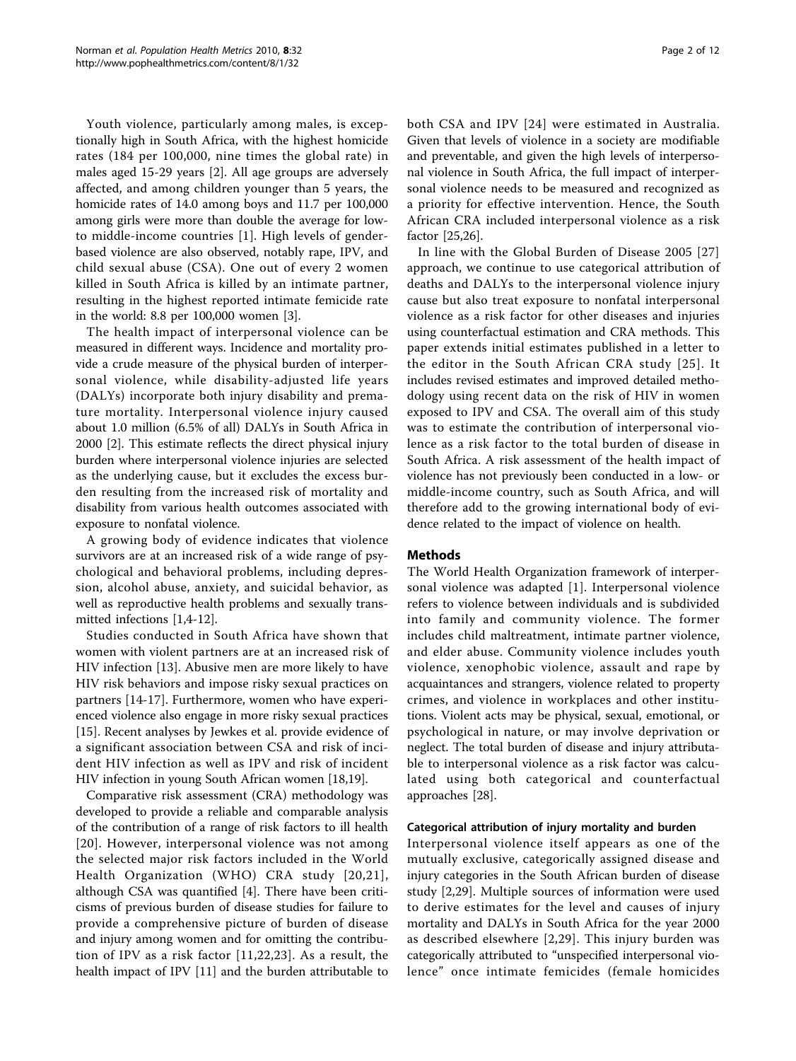Youth violence, particularly among males, is exceptionally high in South Africa, with the highest homicide rates (184 per 100,000, nine times the global rate) in males aged 15-29 years [2]. All age groups are adversely affected, and among children younger than 5 years, the homicide rates of 14.0 among boys and 11.7 per 100,000 among girls were more than double the average for low- to middle-income countries [1]. High levels of gender-based violence are also observed, notably rape, IPV, and child sexual abuse (CSA). One out of every 2 women killed in South Africa is killed by an intimate partner, resulting in the highest reported intimate femicide rate in the world: 8.8 per 100,000 women [3].

The health impact of interpersonal violence can be measured in different ways. Incidence and mortality provide a crude measure of the physical burden of interpersonal violence, while disability-adjusted life years (DALYs) incorporate both injury disability and premature mortality. Interpersonal violence injury caused about 1.0 million (6.5% of all) DALYs in South Africa in 2000 [2]. This estimate reflects the direct physical injury burden where interpersonal violence injuries are selected as the underlying cause, but it excludes the excess burden resulting from the increased risk of mortality and disability from various health outcomes associated with exposure to nonfatal violence.

A growing body of evidence indicates that violence survivors are at an increased risk of a wide range of psychological and behavioral problems, including depression, alcohol abuse, anxiety, and suicidal behavior, as well as reproductive health problems and sexually transmitted infections [1,4-12].

Studies conducted in South Africa have shown that women with violent partners are at an increased risk of HIV infection [13]. Abusive men are more likely to have HIV risk behaviors and impose risky sexual practices on partners [14-17]. Furthermore, women who have experienced violence also engage in more risky sexual practices [15]. Recent analyses by Jewkes et al. provide evidence of a significant association between CSA and risk of incident HIV infection as well as IPV and risk of incident HIV infection in young South African women [18,19].

Comparative risk assessment (CRA) methodology was developed to provide a reliable and comparable analysis of the contribution of a range of risk factors to ill health [20]. However, interpersonal violence was not among the selected major risk factors included in the World Health Organization (WHO) CRA study [20,21], although CSA was quantified [4]. There have been criticisms of previous burden of disease studies for failure to provide a comprehensive picture of burden of disease and injury among women and for omitting the contribution of IPV as a risk factor [11,22,23]. As a result, the health impact of IPV [11] and the burden attributable to both CSA and IPV [24] were estimated in Australia. Given that levels of violence in a society are modifiable and preventable, and given the high levels of interpersonal violence in South Africa, the full impact of interpersonal violence needs to be measured and recognized as a priority for effective intervention. Hence, the South African CRA included interpersonal violence as a risk factor [25,26].

In line with the Global Burden of Disease 2005 [27] approach, we continue to use categorical attribution of deaths and DALYs to the interpersonal violence injury cause but also treat exposure to nonfatal interpersonal violence as a risk factor for other diseases and injuries using counterfactual estimation and CRA methods. This paper extends initial estimates published in a letter to the editor in the South African CRA study [25]. It includes revised estimates and improved detailed methodology using recent data on the risk of HIV in women exposed to IPV and CSA. The overall aim of this study was to estimate the contribution of interpersonal violence as a risk factor to the total burden of disease in South Africa. A risk assessment of the health impact of violence has not previously been conducted in a low- or middle-income country, such as South Africa, and will therefore add to the growing international body of evidence related to the impact of violence on health.

## Methods

The World Health Organization framework of interpersonal violence was adapted [1]. Interpersonal violence refers to violence between individuals and is subdivided into family and community violence. The former includes child maltreatment, intimate partner violence, and elder abuse. Community violence includes youth violence, xenophobic violence, assault and rape by acquaintances and strangers, violence related to property crimes, and violence in workplaces and other institutions. Violent acts may be physical, sexual, emotional, or psychological in nature, or may involve deprivation or neglect. The total burden of disease and injury attributable to interpersonal violence as a risk factor was calculated using both categorical and counterfactual approaches [28].

### Categorical attribution of injury mortality and burden

Interpersonal violence itself appears as one of the mutually exclusive, categorically assigned disease and injury categories in the South African burden of disease study [2,29]. Multiple sources of information were used to derive estimates for the level and causes of injury mortality and DALYs in South Africa for the year 2000 as described elsewhere [2,29]. This injury burden was categorically attributed to "unspecified interpersonal violence" once intimate femicides (female homicides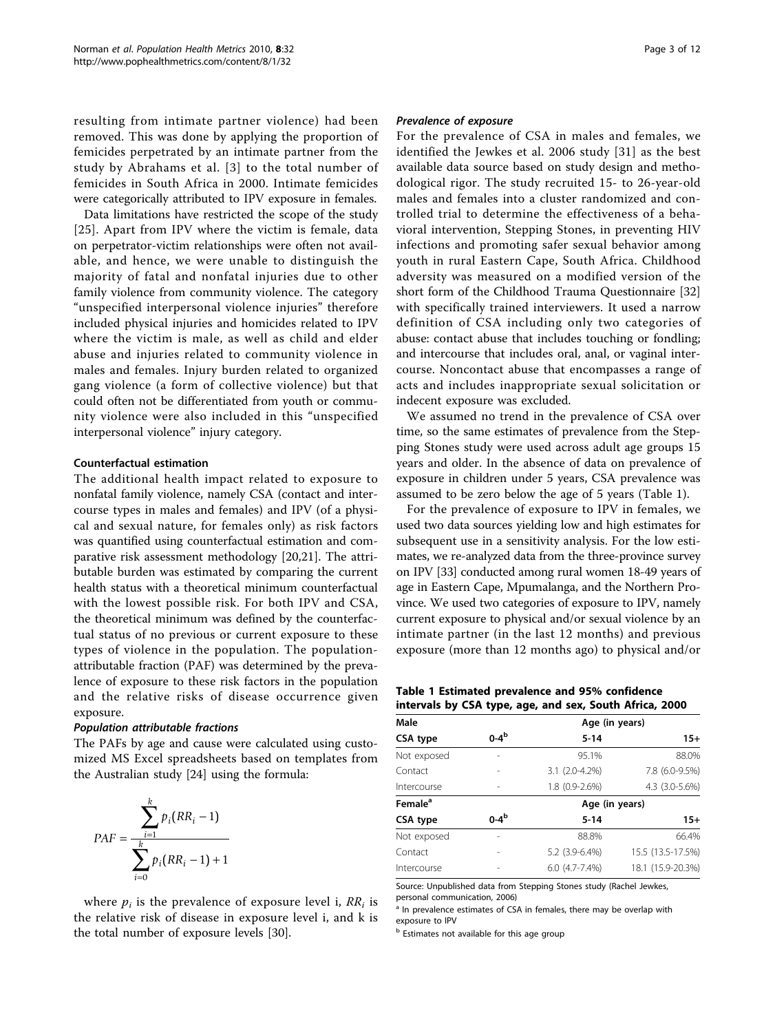resulting from intimate partner violence) had been removed. This was done by applying the proportion of femicides perpetrated by an intimate partner from the study by Abrahams et al. [3] to the total number of femicides in South Africa in 2000. Intimate femicides were categorically attributed to IPV exposure in females.

Data limitations have restricted the scope of the study [25]. Apart from IPV where the victim is female, data on perpetrator-victim relationships were often not available, and hence, we were unable to distinguish the majority of fatal and nonfatal injuries due to other family violence from community violence. The category "unspecified interpersonal violence injuries" therefore included physical injuries and homicides related to IPV where the victim is male, as well as child and elder abuse and injuries related to community violence in males and females. Injury burden related to organized gang violence (a form of collective violence) but that could often not be differentiated from youth or community violence were also included in this "unspecified interpersonal violence" injury category.

### Counterfactual estimation

The additional health impact related to exposure to nonfatal family violence, namely CSA (contact and intercourse types in males and females) and IPV (of a physical and sexual nature, for females only) as risk factors was quantified using counterfactual estimation and comparative risk assessment methodology [20,21]. The attributable burden was estimated by comparing the current health status with a theoretical minimum counterfactual with the lowest possible risk. For both IPV and CSA, the theoretical minimum was defined by the counterfactual status of no previous or current exposure to these types of violence in the population. The population-attributable fraction (PAF) was determined by the prevalence of exposure to these risk factors in the population and the relative risks of disease occurrence given exposure.

#### *Population attributable fractions*

The PAFs by age and cause were calculated using customized MS Excel spreadsheets based on templates from the Australian study [24] using the formula:

$$PAF = \frac{\sum_{i=1}^{k} p_i(RR_i - 1)}{\sum_{i=0}^{k} p_i(RR_i - 1) + 1}$$

where $p_i$ is the prevalence of exposure level i, $RR_i$ is the relative risk of disease in exposure level i, and k is the total number of exposure levels [30].

#### *Prevalence of exposure*

For the prevalence of CSA in males and females, we identified the Jewkes et al. 2006 study [31] as the best available data source based on study design and methodological rigor. The study recruited 15- to 26-year-old males and females into a cluster randomized and controlled trial to determine the effectiveness of a behavioral intervention, Stepping Stones, in preventing HIV infections and promoting safer sexual behavior among youth in rural Eastern Cape, South Africa. Childhood adversity was measured on a modified version of the short form of the Childhood Trauma Questionnaire [32] with specifically trained interviewers. It used a narrow definition of CSA including only two categories of abuse: contact abuse that includes touching or fondling; and intercourse that includes oral, anal, or vaginal intercourse. Noncontact abuse that encompasses a range of acts and includes inappropriate sexual solicitation or indecent exposure was excluded.

We assumed no trend in the prevalence of CSA over time, so the same estimates of prevalence from the Stepping Stones study were used across adult age groups 15 years and older. In the absence of data on prevalence of exposure in children under 5 years, CSA prevalence was assumed to be zero below the age of 5 years (Table 1).

For the prevalence of exposure to IPV in females, we used two data sources yielding low and high estimates for subsequent use in a sensitivity analysis. For the low estimates, we re-analyzed data from the three-province survey on IPV [33] conducted among rural women 18-49 years of age in Eastern Cape, Mpumalanga, and the Northern Province. We used two categories of exposure to IPV, namely current exposure to physical and/or sexual violence by an intimate partner (in the last 12 months) and previous exposure (more than 12 months ago) to physical and/or

**Table 1 Estimated prevalence and 95% confidence intervals by CSA type, age, and sex, South Africa, 2000**

| Male | Age (in years) | | |
|---|---|---|---|
| CSA type | 0-4[b] | 5-14 | 15+ |
| Not exposed | - | 95.1% | 88.0% |
| Contact | - | 3.1 (2.0-4.2%) | 7.8 (6.0-9.5%) |
| Intercourse | - | 1.8 (0.9-2.6%) | 4.3 (3.0-5.6%) |
| **Female[a]** | **Age (in years)** | | |
| **CSA type** | **0-4[b]** | **5-14** | **15+** |
| Not exposed | - | 88.8% | 66.4% |
| Contact | - | 5.2 (3.9-6.4%) | 15.5 (13.5-17.5%) |
| Intercourse | - | 6.0 (4.7-7.4%) | 18.1 (15.9-20.3%) |

Source: Unpublished data from Stepping Stones study (Rachel Jewkes, personal communication, 2006)

[a] In prevalence estimates of CSA in females, there may be overlap with exposure to IPV

[b] Estimates not available for this age group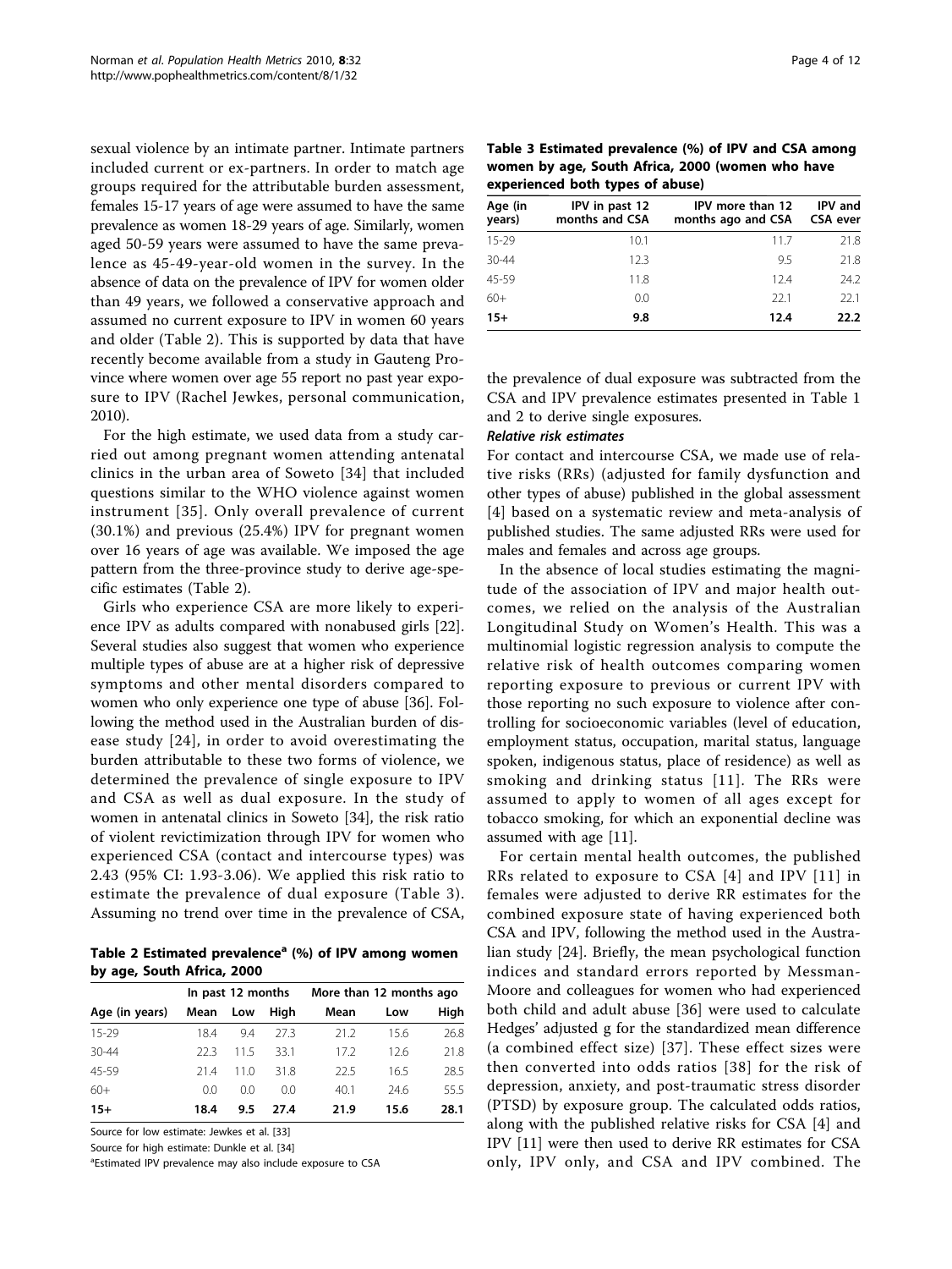sexual violence by an intimate partner. Intimate partners included current or ex-partners. In order to match age groups required for the attributable burden assessment, females 15-17 years of age were assumed to have the same prevalence as women 18-29 years of age. Similarly, women aged 50-59 years were assumed to have the same prevalence as 45-49-year-old women in the survey. In the absence of data on the prevalence of IPV for women older than 49 years, we followed a conservative approach and assumed no current exposure to IPV in women 60 years and older (Table 2). This is supported by data that have recently become available from a study in Gauteng Province where women over age 55 report no past year exposure to IPV (Rachel Jewkes, personal communication, 2010).

For the high estimate, we used data from a study carried out among pregnant women attending antenatal clinics in the urban area of Soweto [34] that included questions similar to the WHO violence against women instrument [35]. Only overall prevalence of current (30.1%) and previous (25.4%) IPV for pregnant women over 16 years of age was available. We imposed the age pattern from the three-province study to derive age-specific estimates (Table 2).

Girls who experience CSA are more likely to experience IPV as adults compared with nonabused girls [22]. Several studies also suggest that women who experience multiple types of abuse are at a higher risk of depressive symptoms and other mental disorders compared to women who only experience one type of abuse [36]. Following the method used in the Australian burden of disease study [24], in order to avoid overestimating the burden attributable to these two forms of violence, we determined the prevalence of single exposure to IPV and CSA as well as dual exposure. In the study of women in antenatal clinics in Soweto [34], the risk ratio of violent revictimization through IPV for women who experienced CSA (contact and intercourse types) was 2.43 (95% CI: 1.93-3.06). We applied this risk ratio to estimate the prevalence of dual exposure (Table 3). Assuming no trend over time in the prevalence of CSA,

**Table 2 Estimated prevalence[a] (%) of IPV among women by age, South Africa, 2000**

| | In past 12 months | | | More than 12 months ago | | |
|---|---|---|---|---|---|---|
| Age (in years) | Mean | Low | High | Mean | Low | High |
| 15-29 | 18.4 | 9.4 | 27.3 | 21.2 | 15.6 | 26.8 |
| 30-44 | 22.3 | 11.5 | 33.1 | 17.2 | 12.6 | 21.8 |
| 45-59 | 21.4 | 11.0 | 31.8 | 22.5 | 16.5 | 28.5 |
| 60+ | 0.0 | 0.0 | 0.0 | 40.1 | 24.6 | 55.5 |
| **15+** | **18.4** | **9.5** | **27.4** | **21.9** | **15.6** | **28.1** |

Source for low estimate: Jewkes et al. [33]

Source for high estimate: Dunkle et al. [34]

[a]Estimated IPV prevalence may also include exposure to CSA

**Table 3 Estimated prevalence (%) of IPV and CSA among women by age, South Africa, 2000 (women who have experienced both types of abuse)**

| Age (in years) | IPV in past 12 months and CSA | IPV more than 12 months ago and CSA | IPV and CSA ever |
|---|---|---|---|
| 15-29 | 10.1 | 11.7 | 21.8 |
| 30-44 | 12.3 | 9.5 | 21.8 |
| 45-59 | 11.8 | 12.4 | 24.2 |
| 60+ | 0.0 | 22.1 | 22.1 |
| **15+** | **9.8** | **12.4** | **22.2** |

the prevalence of dual exposure was subtracted from the CSA and IPV prevalence estimates presented in Table 1 and 2 to derive single exposures.

#### *Relative risk estimates*

For contact and intercourse CSA, we made use of relative risks (RRs) (adjusted for family dysfunction and other types of abuse) published in the global assessment [4] based on a systematic review and meta-analysis of published studies. The same adjusted RRs were used for males and females and across age groups.

In the absence of local studies estimating the magnitude of the association of IPV and major health outcomes, we relied on the analysis of the Australian Longitudinal Study on Women's Health. This was a multinomial logistic regression analysis to compute the relative risk of health outcomes comparing women reporting exposure to previous or current IPV with those reporting no such exposure to violence after controlling for socioeconomic variables (level of education, employment status, occupation, marital status, language spoken, indigenous status, place of residence) as well as smoking and drinking status [11]. The RRs were assumed to apply to women of all ages except for tobacco smoking, for which an exponential decline was assumed with age [11].

For certain mental health outcomes, the published RRs related to exposure to CSA [4] and IPV [11] in females were adjusted to derive RR estimates for the combined exposure state of having experienced both CSA and IPV, following the method used in the Australian study [24]. Briefly, the mean psychological function indices and standard errors reported by Messman-Moore and colleagues for women who had experienced both child and adult abuse [36] were used to calculate Hedges' adjusted g for the standardized mean difference (a combined effect size) [37]. These effect sizes were then converted into odds ratios [38] for the risk of depression, anxiety, and post-traumatic stress disorder (PTSD) by exposure group. The calculated odds ratios, along with the published relative risks for CSA [4] and IPV [11] were then used to derive RR estimates for CSA only, IPV only, and CSA and IPV combined. The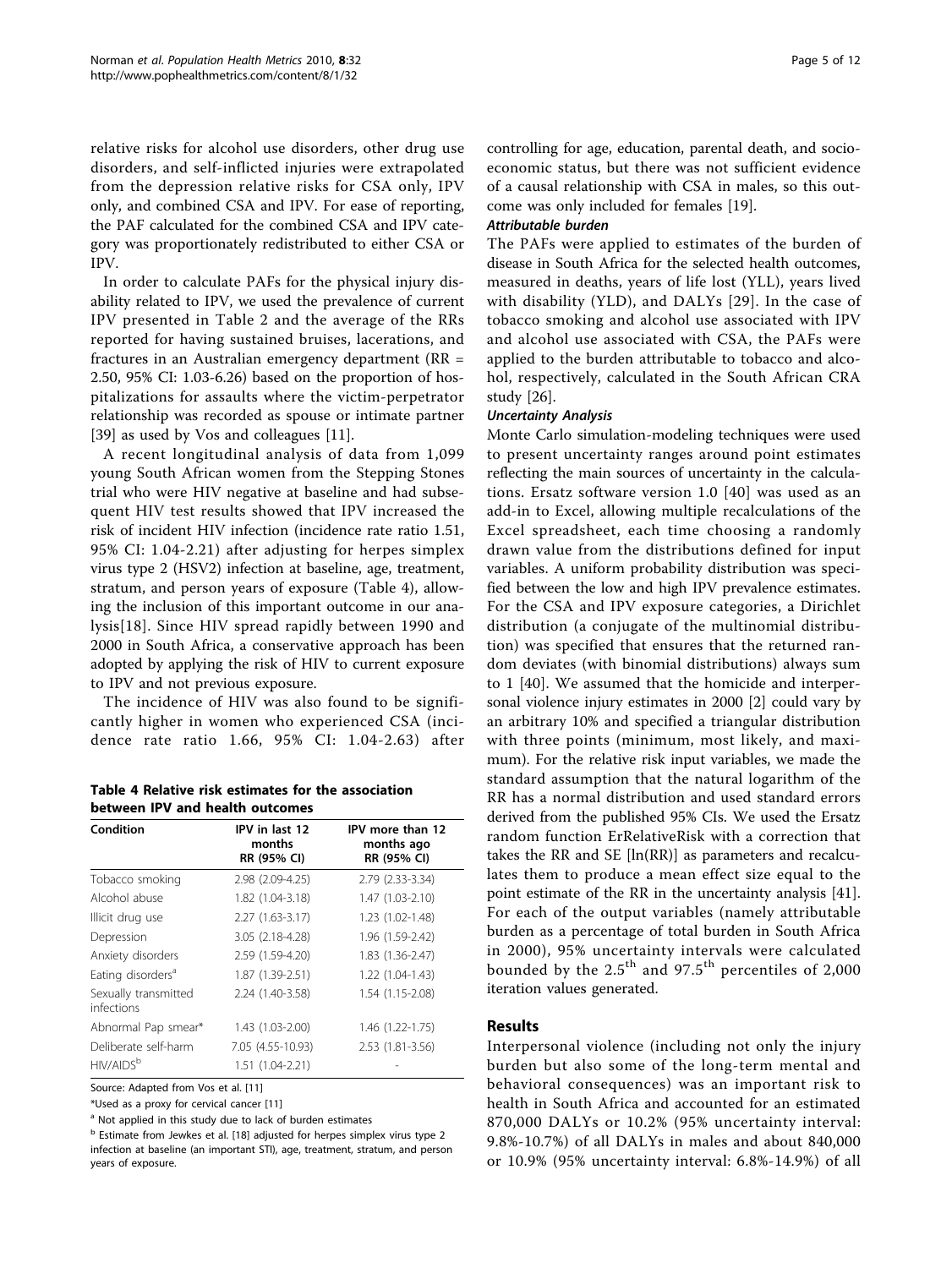relative risks for alcohol use disorders, other drug use disorders, and self-inflicted injuries were extrapolated from the depression relative risks for CSA only, IPV only, and combined CSA and IPV. For ease of reporting, the PAF calculated for the combined CSA and IPV category was proportionately redistributed to either CSA or IPV.

In order to calculate PAFs for the physical injury disability related to IPV, we used the prevalence of current IPV presented in Table 2 and the average of the RRs reported for having sustained bruises, lacerations, and fractures in an Australian emergency department (RR = 2.50, 95% CI: 1.03-6.26) based on the proportion of hospitalizations for assaults where the victim-perpetrator relationship was recorded as spouse or intimate partner [39] as used by Vos and colleagues [11].

A recent longitudinal analysis of data from 1,099 young South African women from the Stepping Stones trial who were HIV negative at baseline and had subsequent HIV test results showed that IPV increased the risk of incident HIV infection (incidence rate ratio 1.51, 95% CI: 1.04-2.21) after adjusting for herpes simplex virus type 2 (HSV2) infection at baseline, age, treatment, stratum, and person years of exposure (Table 4), allowing the inclusion of this important outcome in our analysis[18]. Since HIV spread rapidly between 1990 and 2000 in South Africa, a conservative approach has been adopted by applying the risk of HIV to current exposure to IPV and not previous exposure.

The incidence of HIV was also found to be significantly higher in women who experienced CSA (incidence rate ratio 1.66, 95% CI: 1.04-2.63) after

**Table 4 Relative risk estimates for the association between IPV and health outcomes**

| Condition | IPV in last 12 months RR (95% CI) | IPV more than 12 months ago RR (95% CI) |
|---|---|---|
| Tobacco smoking | 2.98 (2.09-4.25) | 2.79 (2.33-3.34) |
| Alcohol abuse | 1.82 (1.04-3.18) | 1.47 (1.03-2.10) |
| Illicit drug use | 2.27 (1.63-3.17) | 1.23 (1.02-1.48) |
| Depression | 3.05 (2.18-4.28) | 1.96 (1.59-2.42) |
| Anxiety disorders | 2.59 (1.59-4.20) | 1.83 (1.36-2.47) |
| Eating disorders[a] | 1.87 (1.39-2.51) | 1.22 (1.04-1.43) |
| Sexually transmitted infections | 2.24 (1.40-3.58) | 1.54 (1.15-2.08) |
| Abnormal Pap smear* | 1.43 (1.03-2.00) | 1.46 (1.22-1.75) |
| Deliberate self-harm | 7.05 (4.55-10.93) | 2.53 (1.81-3.56) |
| HIV/AIDS[b] | 1.51 (1.04-2.21) | - |

Source: Adapted from Vos et al. [11]

*Used as a proxy for cervical cancer [11]

[a] Not applied in this study due to lack of burden estimates

[b] Estimate from Jewkes et al. [18] adjusted for herpes simplex virus type 2 infection at baseline (an important STI), age, treatment, stratum, and person years of exposure.

controlling for age, education, parental death, and socioeconomic status, but there was not sufficient evidence of a causal relationship with CSA in males, so this outcome was only included for females [19].

#### *Attributable burden*

The PAFs were applied to estimates of the burden of disease in South Africa for the selected health outcomes, measured in deaths, years of life lost (YLL), years lived with disability (YLD), and DALYs [29]. In the case of tobacco smoking and alcohol use associated with IPV and alcohol use associated with CSA, the PAFs were applied to the burden attributable to tobacco and alcohol, respectively, calculated in the South African CRA study [26].

#### *Uncertainty Analysis*

Monte Carlo simulation-modeling techniques were used to present uncertainty ranges around point estimates reflecting the main sources of uncertainty in the calculations. Ersatz software version 1.0 [40] was used as an add-in to Excel, allowing multiple recalculations of the Excel spreadsheet, each time choosing a randomly drawn value from the distributions defined for input variables. A uniform probability distribution was specified between the low and high IPV prevalence estimates. For the CSA and IPV exposure categories, a Dirichlet distribution (a conjugate of the multinomial distribution) was specified that ensures that the returned random deviates (with binomial distributions) always sum to 1 [40]. We assumed that the homicide and interpersonal violence injury estimates in 2000 [2] could vary by an arbitrary 10% and specified a triangular distribution with three points (minimum, most likely, and maximum). For the relative risk input variables, we made the standard assumption that the natural logarithm of the RR has a normal distribution and used standard errors derived from the published 95% CIs. We used the Ersatz random function ErRelativeRisk with a correction that takes the RR and SE [ln(RR)] as parameters and recalculates them to produce a mean effect size equal to the point estimate of the RR in the uncertainty analysis [41]. For each of the output variables (namely attributable burden as a percentage of total burden in South Africa in 2000), 95% uncertainty intervals were calculated bounded by the 2.5$^{th}$ and 97.5$^{th}$ percentiles of 2,000 iteration values generated.

## Results

Interpersonal violence (including not only the injury burden but also some of the long-term mental and behavioral consequences) was an important risk to health in South Africa and accounted for an estimated 870,000 DALYs or 10.2% (95% uncertainty interval: 9.8%-10.7%) of all DALYs in males and about 840,000 or 10.9% (95% uncertainty interval: 6.8%-14.9%) of all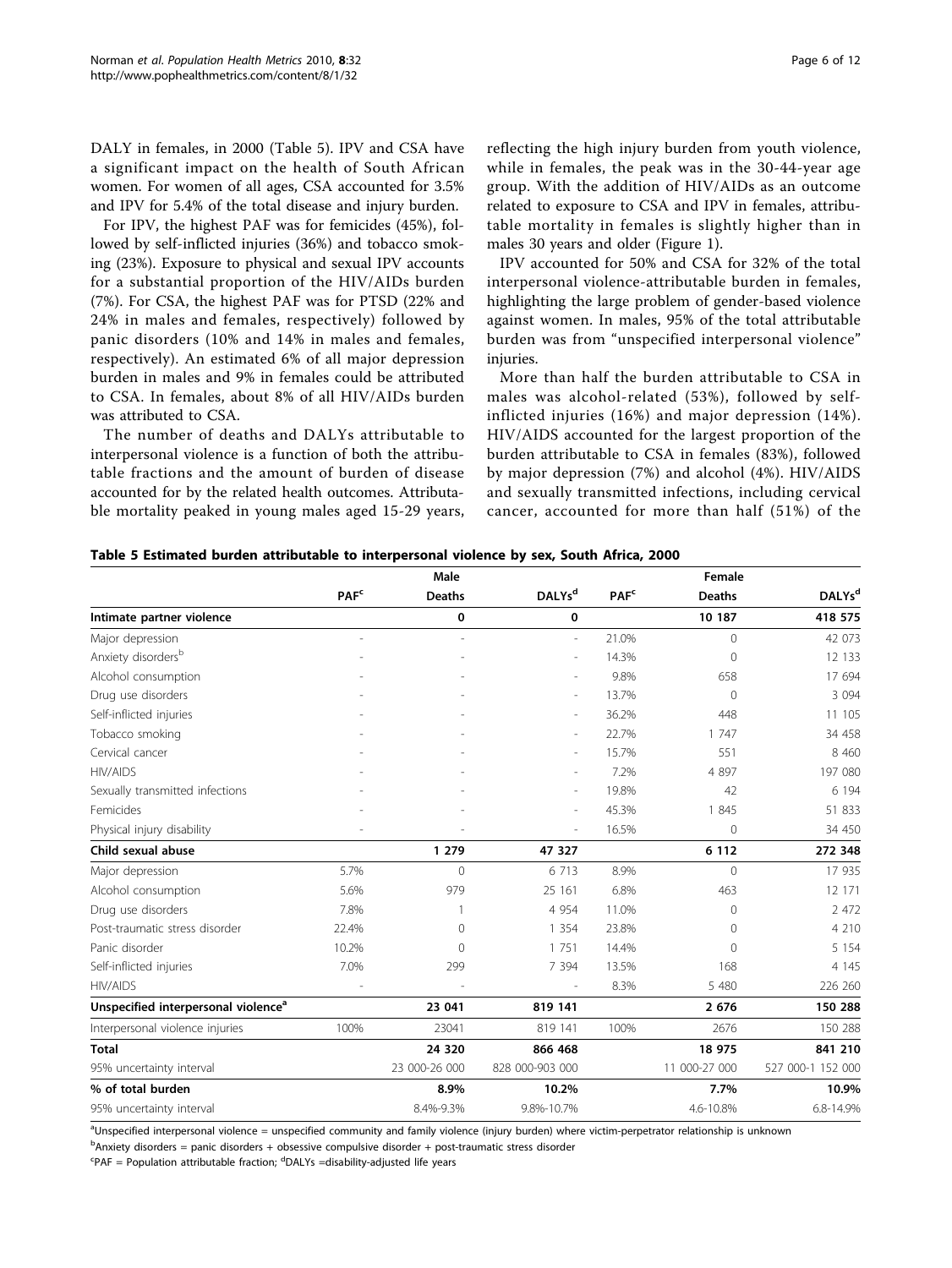DALY in females, in 2000 (Table 5). IPV and CSA have a significant impact on the health of South African women. For women of all ages, CSA accounted for 3.5% and IPV for 5.4% of the total disease and injury burden.

For IPV, the highest PAF was for femicides (45%), followed by self-inflicted injuries (36%) and tobacco smoking (23%). Exposure to physical and sexual IPV accounts for a substantial proportion of the HIV/AIDs burden (7%). For CSA, the highest PAF was for PTSD (22% and 24% in males and females, respectively) followed by panic disorders (10% and 14% in males and females, respectively). An estimated 6% of all major depression burden in males and 9% in females could be attributed to CSA. In females, about 8% of all HIV/AIDs burden was attributed to CSA.

The number of deaths and DALYs attributable to interpersonal violence is a function of both the attributable fractions and the amount of burden of disease accounted for by the related health outcomes. Attributable mortality peaked in young males aged 15-29 years, reflecting the high injury burden from youth violence, while in females, the peak was in the 30-44-year age group. With the addition of HIV/AIDs as an outcome related to exposure to CSA and IPV in females, attributable mortality in females is slightly higher than in males 30 years and older (Figure 1).

IPV accounted for 50% and CSA for 32% of the total interpersonal violence-attributable burden in females, highlighting the large problem of gender-based violence against women. In males, 95% of the total attributable burden was from "unspecified interpersonal violence" injuries.

More than half the burden attributable to CSA in males was alcohol-related (53%), followed by self-inflicted injuries (16%) and major depression (14%). HIV/AIDS accounted for the largest proportion of the burden attributable to CSA in females (83%), followed by major depression (7%) and alcohol (4%). HIV/AIDS and sexually transmitted infections, including cervical cancer, accounted for more than half (51%) of the

**Table 5 Estimated burden attributable to interpersonal violence by sex, South Africa, 2000**

| | Male | | | Female | | |
|---|---|---|---|---|---|---|
| | PAF[c] | Deaths | DALYs[d] | PAF[c] | Deaths | DALYs[d] |
| **Intimate partner violence** | | **0** | **0** | | **10 187** | **418 575** |
| Major depression | - | - | - | 21.0% | 0 | 42 073 |
| Anxiety disorders[b] | - | - | - | 14.3% | 0 | 12 133 |
| Alcohol consumption | - | - | - | 9.8% | 658 | 17 694 |
| Drug use disorders | - | - | - | 13.7% | 0 | 3 094 |
| Self-inflicted injuries | - | - | - | 36.2% | 448 | 11 105 |
| Tobacco smoking | - | - | - | 22.7% | 1 747 | 34 458 |
| Cervical cancer | - | - | - | 15.7% | 551 | 8 460 |
| HIV/AIDS | - | - | - | 7.2% | 4 897 | 197 080 |
| Sexually transmitted infections | - | - | - | 19.8% | 42 | 6 194 |
| Femicides | - | - | - | 45.3% | 1 845 | 51 833 |
| Physical injury disability | - | - | - | 16.5% | 0 | 34 450 |
| **Child sexual abuse** | | **1 279** | **47 327** | | **6 112** | **272 348** |
| Major depression | 5.7% | 0 | 6 713 | 8.9% | 0 | 17 935 |
| Alcohol consumption | 5.6% | 979 | 25 161 | 6.8% | 463 | 12 171 |
| Drug use disorders | 7.8% | 1 | 4 954 | 11.0% | 0 | 2 472 |
| Post-traumatic stress disorder | 22.4% | 0 | 1 354 | 23.8% | 0 | 4 210 |
| Panic disorder | 10.2% | 0 | 1 751 | 14.4% | 0 | 5 154 |
| Self-inflicted injuries | 7.0% | 299 | 7 394 | 13.5% | 168 | 4 145 |
| HIV/AIDS | - | - | - | 8.3% | 5 480 | 226 260 |
| **Unspecified interpersonal violence[a]** | | **23 041** | **819 141** | | **2 676** | **150 288** |
| Interpersonal violence injuries | 100% | 23041 | 819 141 | 100% | 2676 | 150 288 |
| **Total** | | **24 320** | **866 468** | | **18 975** | **841 210** |
| 95% uncertainty interval | | 23 000-26 000 | 828 000-903 000 | | 11 000-27 000 | 527 000-1 152 000 |
| **% of total burden** | | **8.9%** | **10.2%** | | **7.7%** | **10.9%** |
| 95% uncertainty interval | | 8.4%-9.3% | 9.8%-10.7% | | 4.6-10.8% | 6.8-14.9% |

[a]Unspecified interpersonal violence = unspecified community and family violence (injury burden) where victim-perpetrator relationship is unknown
[b]Anxiety disorders = panic disorders + obsessive compulsive disorder + post-traumatic stress disorder
[c]PAF = Population attributable fraction; [d]DALYs =disability-adjusted life years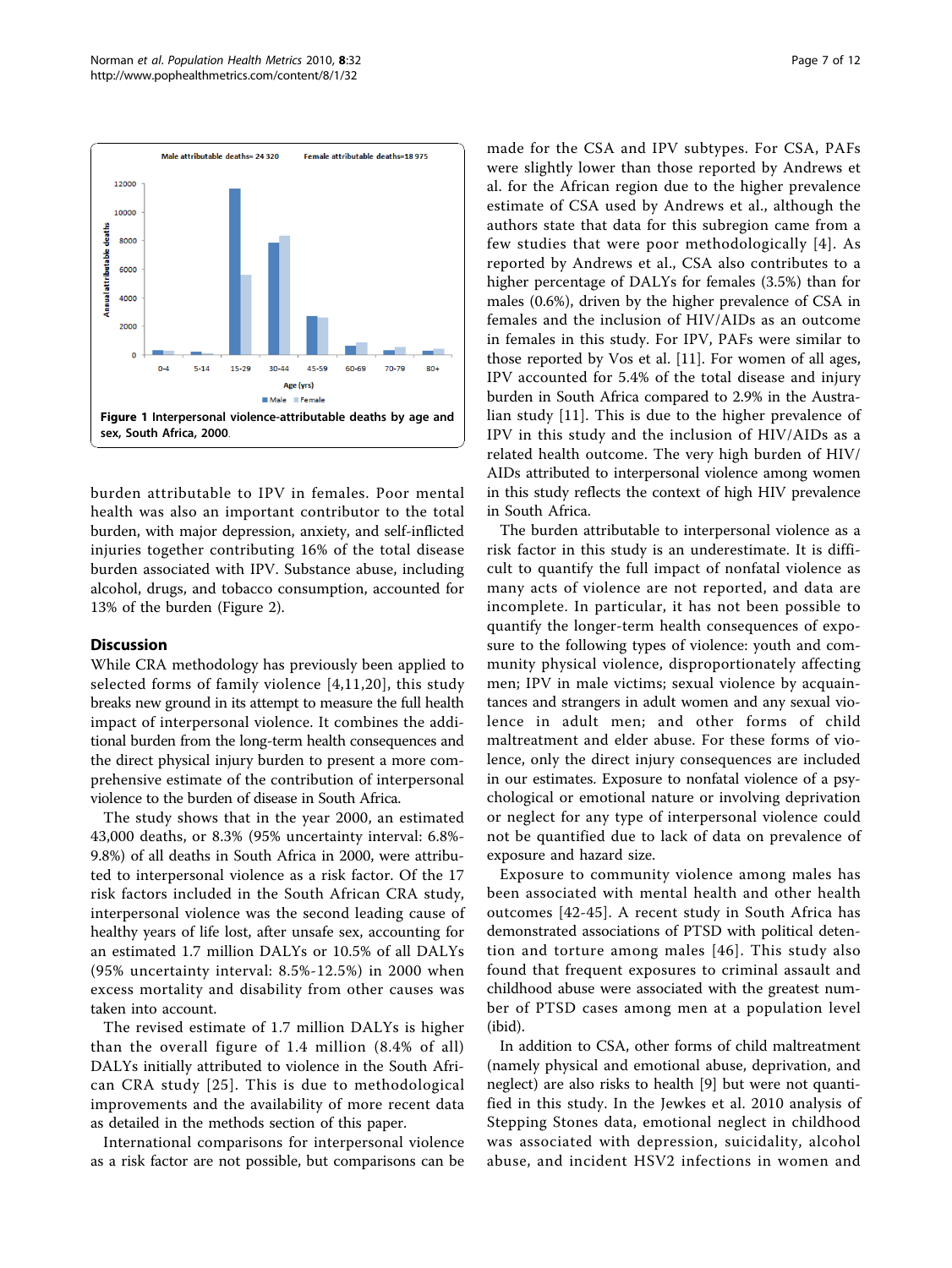Figure 1 Interpersonal violence-attributable deaths by age and sex, South Africa, 2000.

burden attributable to IPV in females. Poor mental health was also an important contributor to the total burden, with major depression, anxiety, and self-inflicted injuries together contributing 16% of the total disease burden associated with IPV. Substance abuse, including alcohol, drugs, and tobacco consumption, accounted for 13% of the burden (Figure 2).

## Discussion

While CRA methodology has previously been applied to selected forms of family violence [4,11,20], this study breaks new ground in its attempt to measure the full health impact of interpersonal violence. It combines the additional burden from the long-term health consequences and the direct physical injury burden to present a more comprehensive estimate of the contribution of interpersonal violence to the burden of disease in South Africa.

The study shows that in the year 2000, an estimated 43,000 deaths, or 8.3% (95% uncertainty interval: 6.8%-9.8%) of all deaths in South Africa in 2000, were attributed to interpersonal violence as a risk factor. Of the 17 risk factors included in the South African CRA study, interpersonal violence was the second leading cause of healthy years of life lost, after unsafe sex, accounting for an estimated 1.7 million DALYs or 10.5% of all DALYs (95% uncertainty interval: 8.5%-12.5%) in 2000 when excess mortality and disability from other causes was taken into account.

The revised estimate of 1.7 million DALYs is higher than the overall figure of 1.4 million (8.4% of all) DALYs initially attributed to violence in the South African CRA study [25]. This is due to methodological improvements and the availability of more recent data as detailed in the methods section of this paper.

International comparisons for interpersonal violence as a risk factor are not possible, but comparisons can be made for the CSA and IPV subtypes. For CSA, PAFs were slightly lower than those reported by Andrews et al. for the African region due to the higher prevalence estimate of CSA used by Andrews et al., although the authors state that data for this subregion came from a few studies that were poor methodologically [4]. As reported by Andrews et al., CSA also contributes to a higher percentage of DALYs for females (3.5%) than for males (0.6%), driven by the higher prevalence of CSA in females and the inclusion of HIV/AIDs as an outcome in females in this study. For IPV, PAFs were similar to those reported by Vos et al. [11]. For women of all ages, IPV accounted for 5.4% of the total disease and injury burden in South Africa compared to 2.9% in the Australian study [11]. This is due to the higher prevalence of IPV in this study and the inclusion of HIV/AIDs as a related health outcome. The very high burden of HIV/AIDs attributed to interpersonal violence among women in this study reflects the context of high HIV prevalence in South Africa.

The burden attributable to interpersonal violence as a risk factor in this study is an underestimate. It is difficult to quantify the full impact of nonfatal violence as many acts of violence are not reported, and data are incomplete. In particular, it has not been possible to quantify the longer-term health consequences of exposure to the following types of violence: youth and community physical violence, disproportionately affecting men; IPV in male victims; sexual violence by acquaintances and strangers in adult women and any sexual violence in adult men; and other forms of child maltreatment and elder abuse. For these forms of violence, only the direct injury consequences are included in our estimates. Exposure to nonfatal violence of a psychological or emotional nature or involving deprivation or neglect for any type of interpersonal violence could not be quantified due to lack of data on prevalence of exposure and hazard size.

Exposure to community violence among males has been associated with mental health and other health outcomes [42-45]. A recent study in South Africa has demonstrated associations of PTSD with political detention and torture among males [46]. This study also found that frequent exposures to criminal assault and childhood abuse were associated with the greatest number of PTSD cases among men at a population level (ibid).

In addition to CSA, other forms of child maltreatment (namely physical and emotional abuse, deprivation, and neglect) are also risks to health [9] but were not quantified in this study. In the Jewkes et al. 2010 analysis of Stepping Stones data, emotional neglect in childhood was associated with depression, suicidality, alcohol abuse, and incident HSV2 infections in women and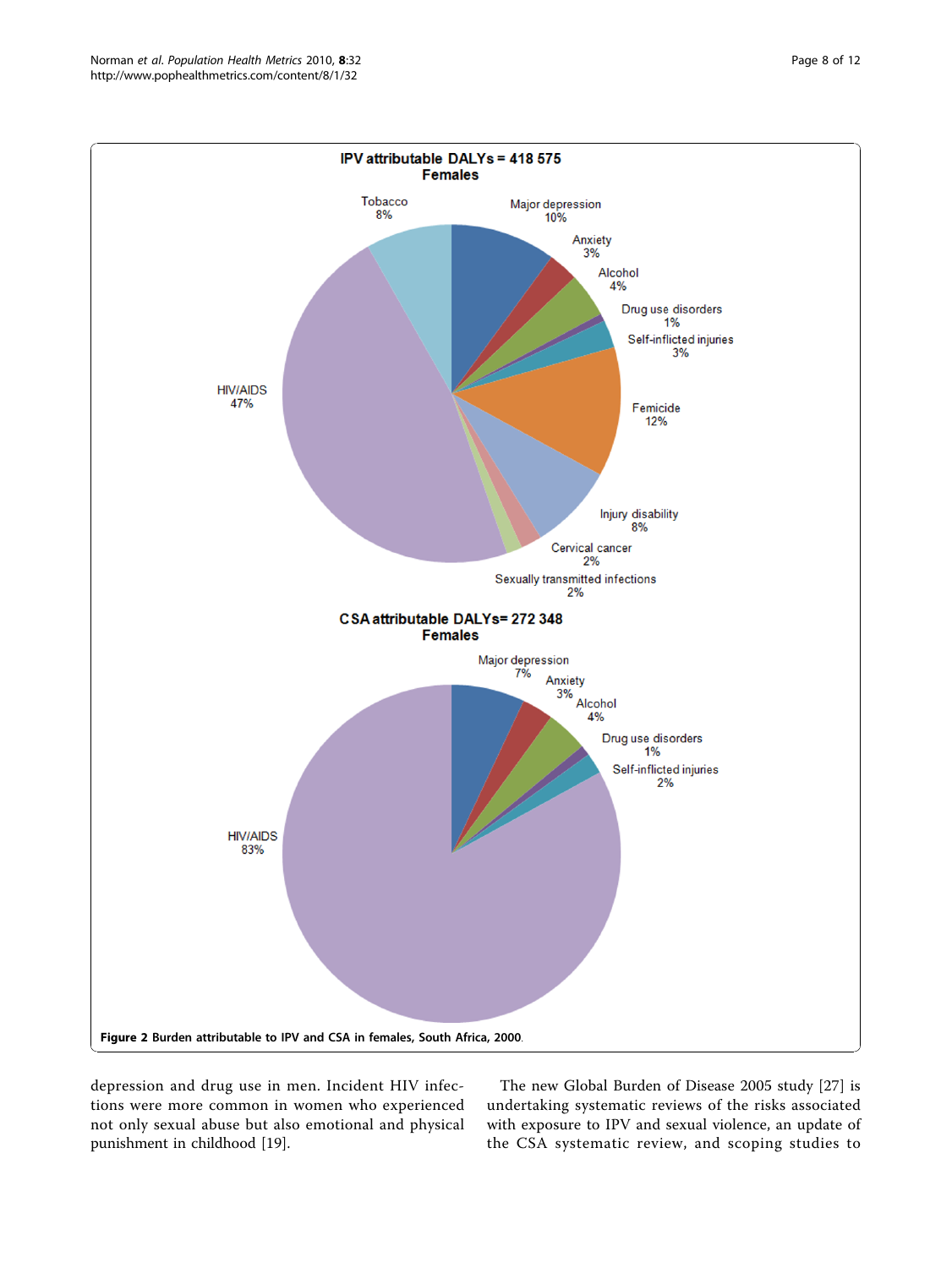**Figure 2 Burden attributable to IPV and CSA in females, South Africa, 2000.**

depression and drug use in men. Incident HIV infections were more common in women who experienced not only sexual abuse but also emotional and physical punishment in childhood [19].

The new Global Burden of Disease 2005 study [27] is undertaking systematic reviews of the risks associated with exposure to IPV and sexual violence, an update of the CSA systematic review, and scoping studies to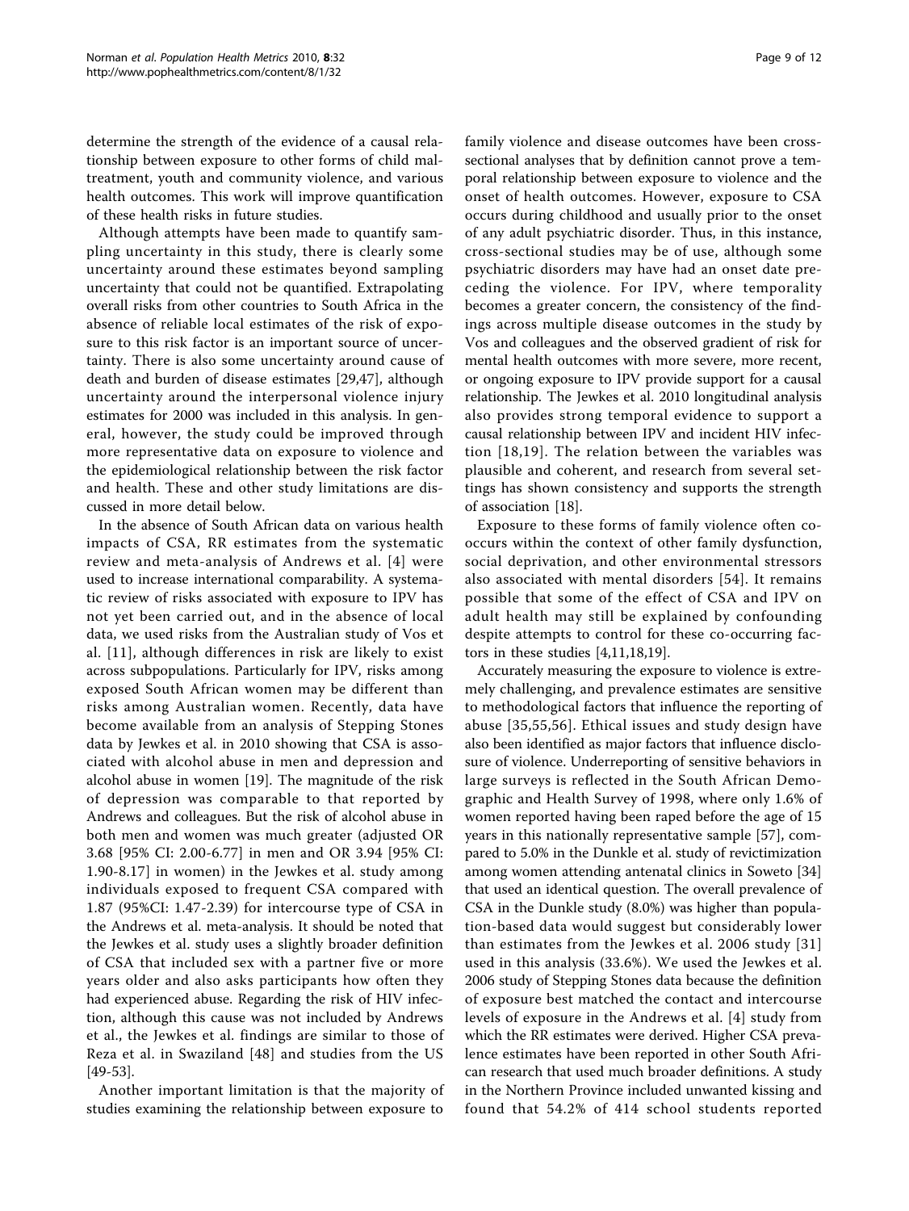determine the strength of the evidence of a causal relationship between exposure to other forms of child maltreatment, youth and community violence, and various health outcomes. This work will improve quantification of these health risks in future studies.

Although attempts have been made to quantify sampling uncertainty in this study, there is clearly some uncertainty around these estimates beyond sampling uncertainty that could not be quantified. Extrapolating overall risks from other countries to South Africa in the absence of reliable local estimates of the risk of exposure to this risk factor is an important source of uncertainty. There is also some uncertainty around cause of death and burden of disease estimates [29,47], although uncertainty around the interpersonal violence injury estimates for 2000 was included in this analysis. In general, however, the study could be improved through more representative data on exposure to violence and the epidemiological relationship between the risk factor and health. These and other study limitations are discussed in more detail below.

In the absence of South African data on various health impacts of CSA, RR estimates from the systematic review and meta-analysis of Andrews et al. [4] were used to increase international comparability. A systematic review of risks associated with exposure to IPV has not yet been carried out, and in the absence of local data, we used risks from the Australian study of Vos et al. [11], although differences in risk are likely to exist across subpopulations. Particularly for IPV, risks among exposed South African women may be different than risks among Australian women. Recently, data have become available from an analysis of Stepping Stones data by Jewkes et al. in 2010 showing that CSA is associated with alcohol abuse in men and depression and alcohol abuse in women [19]. The magnitude of the risk of depression was comparable to that reported by Andrews and colleagues. But the risk of alcohol abuse in both men and women was much greater (adjusted OR 3.68 [95% CI: 2.00-6.77] in men and OR 3.94 [95% CI: 1.90-8.17] in women) in the Jewkes et al. study among individuals exposed to frequent CSA compared with 1.87 (95%CI: 1.47-2.39) for intercourse type of CSA in the Andrews et al. meta-analysis. It should be noted that the Jewkes et al. study uses a slightly broader definition of CSA that included sex with a partner five or more years older and also asks participants how often they had experienced abuse. Regarding the risk of HIV infection, although this cause was not included by Andrews et al., the Jewkes et al. findings are similar to those of Reza et al. in Swaziland [48] and studies from the US [49-53].

Another important limitation is that the majority of studies examining the relationship between exposure to family violence and disease outcomes have been cross-sectional analyses that by definition cannot prove a temporal relationship between exposure to violence and the onset of health outcomes. However, exposure to CSA occurs during childhood and usually prior to the onset of any adult psychiatric disorder. Thus, in this instance, cross-sectional studies may be of use, although some psychiatric disorders may have had an onset date preceding the violence. For IPV, where temporality becomes a greater concern, the consistency of the findings across multiple disease outcomes in the study by Vos and colleagues and the observed gradient of risk for mental health outcomes with more severe, more recent, or ongoing exposure to IPV provide support for a causal relationship. The Jewkes et al. 2010 longitudinal analysis also provides strong temporal evidence to support a causal relationship between IPV and incident HIV infection [18,19]. The relation between the variables was plausible and coherent, and research from several settings has shown consistency and supports the strength of association [18].

Exposure to these forms of family violence often co-occurs within the context of other family dysfunction, social deprivation, and other environmental stressors also associated with mental disorders [54]. It remains possible that some of the effect of CSA and IPV on adult health may still be explained by confounding despite attempts to control for these co-occurring factors in these studies [4,11,18,19].

Accurately measuring the exposure to violence is extremely challenging, and prevalence estimates are sensitive to methodological factors that influence the reporting of abuse [35,55,56]. Ethical issues and study design have also been identified as major factors that influence disclosure of violence. Underreporting of sensitive behaviors in large surveys is reflected in the South African Demographic and Health Survey of 1998, where only 1.6% of women reported having been raped before the age of 15 years in this nationally representative sample [57], compared to 5.0% in the Dunkle et al. study of revictimization among women attending antenatal clinics in Soweto [34] that used an identical question. The overall prevalence of CSA in the Dunkle study (8.0%) was higher than population-based data would suggest but considerably lower than estimates from the Jewkes et al. 2006 study [31] used in this analysis (33.6%). We used the Jewkes et al. 2006 study of Stepping Stones data because the definition of exposure best matched the contact and intercourse levels of exposure in the Andrews et al. [4] study from which the RR estimates were derived. Higher CSA prevalence estimates have been reported in other South African research that used much broader definitions. A study in the Northern Province included unwanted kissing and found that 54.2% of 414 school students reported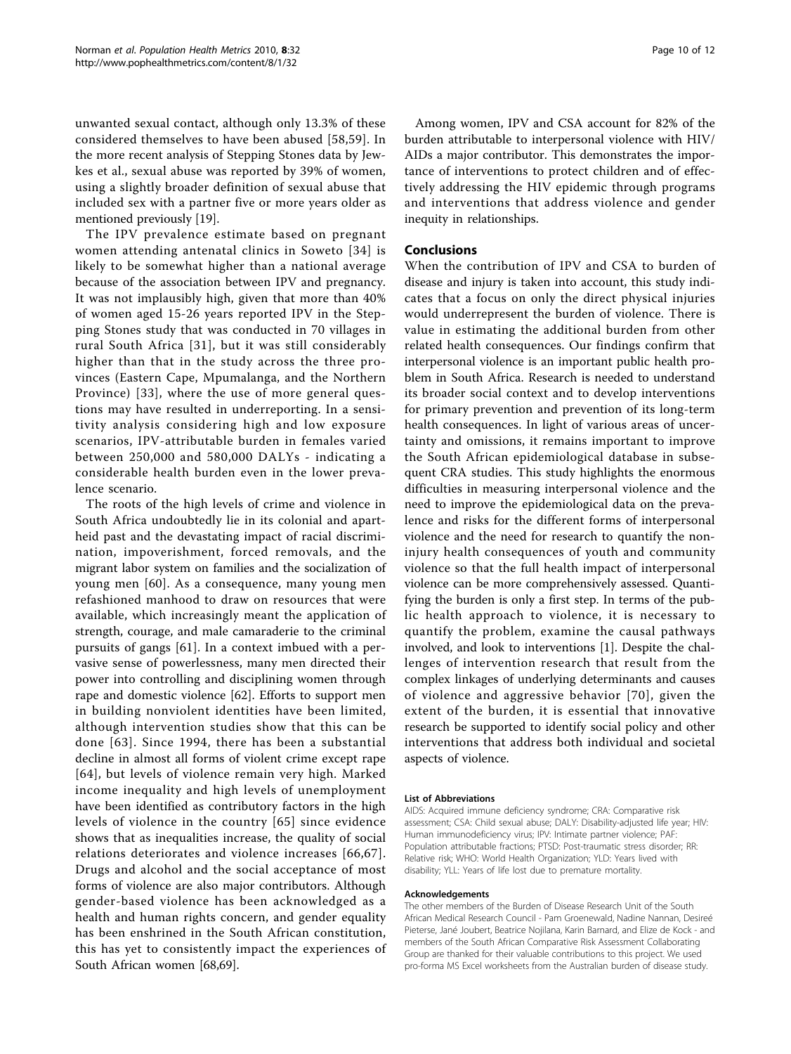unwanted sexual contact, although only 13.3% of these considered themselves to have been abused [58,59]. In the more recent analysis of Stepping Stones data by Jewkes et al., sexual abuse was reported by 39% of women, using a slightly broader definition of sexual abuse that included sex with a partner five or more years older as mentioned previously [19].

The IPV prevalence estimate based on pregnant women attending antenatal clinics in Soweto [34] is likely to be somewhat higher than a national average because of the association between IPV and pregnancy. It was not implausibly high, given that more than 40% of women aged 15-26 years reported IPV in the Stepping Stones study that was conducted in 70 villages in rural South Africa [31], but it was still considerably higher than that in the study across the three provinces (Eastern Cape, Mpumalanga, and the Northern Province) [33], where the use of more general questions may have resulted in underreporting. In a sensitivity analysis considering high and low exposure scenarios, IPV-attributable burden in females varied between 250,000 and 580,000 DALYs - indicating a considerable health burden even in the lower prevalence scenario.

The roots of the high levels of crime and violence in South Africa undoubtedly lie in its colonial and apartheid past and the devastating impact of racial discrimination, impoverishment, forced removals, and the migrant labor system on families and the socialization of young men [60]. As a consequence, many young men refashioned manhood to draw on resources that were available, which increasingly meant the application of strength, courage, and male camaraderie to the criminal pursuits of gangs [61]. In a context imbued with a pervasive sense of powerlessness, many men directed their power into controlling and disciplining women through rape and domestic violence [62]. Efforts to support men in building nonviolent identities have been limited, although intervention studies show that this can be done [63]. Since 1994, there has been a substantial decline in almost all forms of violent crime except rape [64], but levels of violence remain very high. Marked income inequality and high levels of unemployment have been identified as contributory factors in the high levels of violence in the country [65] since evidence shows that as inequalities increase, the quality of social relations deteriorates and violence increases [66,67]. Drugs and alcohol and the social acceptance of most forms of violence are also major contributors. Although gender-based violence has been acknowledged as a health and human rights concern, and gender equality has been enshrined in the South African constitution, this has yet to consistently impact the experiences of South African women [68,69].

Among women, IPV and CSA account for 82% of the burden attributable to interpersonal violence with HIV/AIDs a major contributor. This demonstrates the importance of interventions to protect children and of effectively addressing the HIV epidemic through programs and interventions that address violence and gender inequity in relationships.

## Conclusions

When the contribution of IPV and CSA to burden of disease and injury is taken into account, this study indicates that a focus on only the direct physical injuries would underrepresent the burden of violence. There is value in estimating the additional burden from other related health consequences. Our findings confirm that interpersonal violence is an important public health problem in South Africa. Research is needed to understand its broader social context and to develop interventions for primary prevention and prevention of its long-term health consequences. In light of various areas of uncertainty and omissions, it remains important to improve the South African epidemiological database in subsequent CRA studies. This study highlights the enormous difficulties in measuring interpersonal violence and the need to improve the epidemiological data on the prevalence and risks for the different forms of interpersonal violence and the need for research to quantify the non-injury health consequences of youth and community violence so that the full health impact of interpersonal violence can be more comprehensively assessed. Quantifying the burden is only a first step. In terms of the public health approach to violence, it is necessary to quantify the problem, examine the causal pathways involved, and look to interventions [1]. Despite the challenges of intervention research that result from the complex linkages of underlying determinants and causes of violence and aggressive behavior [70], given the extent of the burden, it is essential that innovative research be supported to identify social policy and other interventions that address both individual and societal aspects of violence.

#### List of Abbreviations

AIDS: Acquired immune deficiency syndrome; CRA: Comparative risk assessment; CSA: Child sexual abuse; DALY: Disability-adjusted life year; HIV: Human immunodeficiency virus; IPV: Intimate partner violence; PAF: Population attributable fractions; PTSD: Post-traumatic stress disorder; RR: Relative risk; WHO: World Health Organization; YLD: Years lived with disability; YLL: Years of life lost due to premature mortality.

#### Acknowledgements

The other members of the Burden of Disease Research Unit of the South African Medical Research Council - Pam Groenewald, Nadine Nannan, Desireé Pieterse, Jané Joubert, Beatrice Nojilana, Karin Barnard, and Elize de Kock - and members of the South African Comparative Risk Assessment Collaborating Group are thanked for their valuable contributions to this project. We used pro-forma MS Excel worksheets from the Australian burden of disease study.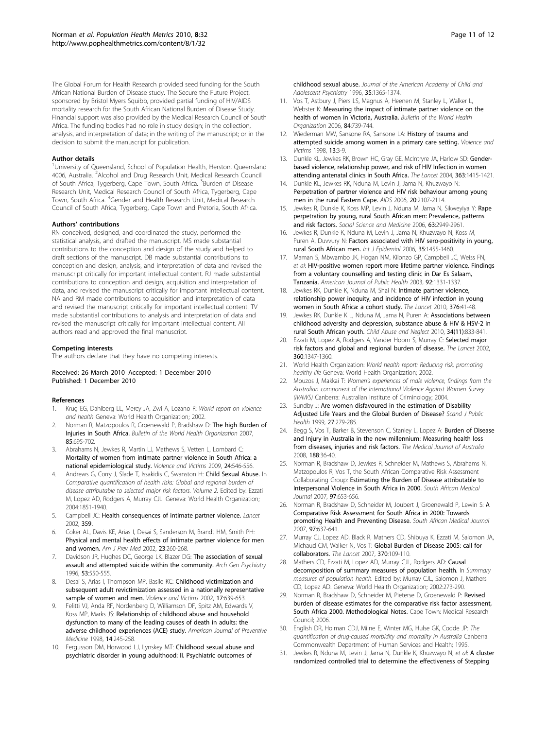The Global Forum for Health Research provided seed funding for the South African National Burden of Disease study. The Secure the Future Project, sponsored by Bristol Myers Squibb, provided partial funding of HIV/AIDS mortality research for the South African National Burden of Disease Study. Financial support was also provided by the Medical Research Council of South Africa. The funding bodies had no role in study design; in the collection, analysis, and interpretation of data; in the writing of the manuscript; or in the decision to submit the manuscript for publication.

#### Author details

[1]University of Queensland, School of Population Health, Herston, Queensland 4006, Australia. [2]Alcohol and Drug Research Unit, Medical Research Council of South Africa, Tygerberg, Cape Town, South Africa. [3]Burden of Disease Research Unit, Medical Research Council of South Africa, Tygerberg, Cape Town, South Africa. [4]Gender and Health Research Unit, Medical Research Council of South Africa, Tygerberg, Cape Town and Pretoria, South Africa.

#### Authors' contributions

RN conceived, designed, and coordinated the study, performed the statistical analysis, and drafted the manuscript. MS made substantial contributions to the conception and design of the study and helped to draft sections of the manuscript. DB made substantial contributions to conception and design, analysis, and interpretation of data and revised the manuscript critically for important intellectual content. RJ made substantial contributions to conception and design, acquisition and interpretation of data, and revised the manuscript critically for important intellectual content. NA and RM made contributions to acquisition and interpretation of data and revised the manuscript critically for important intellectual content. TV made substantial contributions to analysis and interpretation of data and revised the manuscript critically for important intellectual content. All authors read and approved the final manuscript.

#### Competing interests

The authors declare that they have no competing interests.

Received: 26 March 2010 Accepted: 1 December 2010
Published: 1 December 2010

#### References

1. Krug EG, Dahlberg LL, Mercy JA, Zwi A, Lozano R: *World report on violence and health* Geneva: World Health Organization; 2002.
2. Norman R, Matzopoulos R, Groenewald P, Bradshaw D: **The high Burden of Injuries in South Africa.** *Bulletin of the World Health Organization* 2007, **85**:695-702.
3. Abrahams N, Jewkes R, Martin LJ, Mathews S, Vetten L, Lombard C: **Mortality of women from intimate partner violence in South Africa: a national epidemiological study.** *Violence and Victims* 2009, **24**:546-556.
4. Andrews G, Corry J, Slade T, Issakidis C, Swanston H: **Child Sexual Abuse.** In *Comparative quantification of health risks: Global and regional burden of disease attributable to selected major risk factors. Volume 2.* Edited by: Ezzati M, Lopez AD, Rodgers A, Murray CJL. Geneva: World Health Organization; 2004:1851-1940.
5. Campbell JC: **Health consequences of intimate partner violence.** *Lancet* 2002, **359**.
6. Coker AL, Davis KE, Arias I, Desai S, Sanderson M, Brandt HM, Smith PH: **Physical and mental health effects of intimate partner violence for men and women.** *Am J Prev Med* 2002, **23**:260-268.
7. Davidson JR, Hughes DC, George LK, Blazer DG: **The association of sexual assault and attempted suicide within the community.** *Arch Gen Psychiatry* 1996, **53**:550-555.
8. Desai S, Arias I, Thompson MP, Basile KC: **Childhood victimization and subsequent adult revictimization assessed in a nationally representative sample of women and men.** *Violence and Victims* 2002, **17**:639-653.
9. Felitti VJ, Anda RF, Nordenberg D, Williamson DF, Spitz AM, Edwards V, Koss MP, Marks JS: **Relationship of childhood abuse and household dysfunction to many of the leading causes of death in adults: the adverse childhood experiences (ACE) study.** *American Journal of Preventive Medicine* 1998, **14**:245-258.
10. Fergusson DM, Horwood LJ, Lynskey MT: **Childhood sexual abuse and psychiatric disorder in young adulthood: II. Psychiatric outcomes of childhood sexual abuse.** *Journal of the American Academy of Child and Adolescent Psychiatry* 1996, **35**:1365-1374.
11. Vos T, Astbury J, Piers LS, Magnus A, Heenen M, Stanley L, Walker L, Webster K: **Measuring the impact of intimate partner violence on the health of women in Victoria, Australia.** *Bulletin of the World Health Organization* 2006, **84**:739-744.
12. Wiederman MW, Sansone RA, Sansone LA: **History of trauma and attempted suicide among women in a primary care setting.** *Violence and Victims* 1998, **13**:3-9.
13. Dunkle KL, Jewkes RK, Brown HC, Gray GE, McIntryre JA, Harlow SD: **Gender-based violence, relationship power, and risk of HIV Infection in women attending antenatal clinics in South Africa.** *The Lancet* 2004, **363**:1415-1421.
14. Dunkle KL, Jewkes RK, Nduna M, Levin J, Jama N, Khuzwayo N: **Perpetration of partner violence and HIV risk behaviour among young men in the rural Eastern Cape.** *AIDS* 2006, **20**:2107-2114.
15. Jewkes R, Dunkle K, Koss MP, Levin J, Nduna M, Jama N, Sikweyiya Y: **Rape perpetration by young, rural South African men: Prevalence, patterns and risk factors.** *Social Science and Medicine* 2006, **63**:2949-2961.
16. Jewkes R, Dunkle K, Nduna M, Levin J, Jama N, Khuzwayo N, Koss M, Puren A, Duvvury N: **Factors associated with HIV sero-positivity in young, rural South African men.** *Int J Epidemiol* 2006, **35**:1455-1460.
17. Maman S, Mbwambo JK, Hogan NM, Kilonzo GP, Campbell JC, Weiss FN, *et al*: **HIV-positive women report more lifetime partner violence. Findings from a voluntary counselling and testing clinic in Dar Es Salaam, Tanzania.** *American Journal of Public Health* 2003, **92**:1331-1337.
18. Jewkes RK, Dunkle K, Nduna M, Shai N: **Intimate partner violence, relationship power inequity, and incidence of HIV infection in young women in South Africa: a cohort study.** *The Lancet* 2010, **376**:41-48.
19. Jewkes RK, Dunkle K L, Nduna M, Jama N, Puren A: **Associations between childhood adversity and depression, substance abuse & HIV & HSV-2 in rural South African youth.** *Child Abuse and Neglect* 2010, **34(11)**:833-841.
20. Ezzati M, Lopez A, Rodgers A, Vander Hoorn S, Murray C: **Selected major risk factors and global and regional burden of disease.** *The Lancet* 2002, **360**:1347-1360.
21. World Health Organization: *World health report: Reducing risk, promoting healthy life* Geneva: World Health Organization; 2002.
22. Mouzos J, Makkai T: *Women's experiences of male violence, findings from the Australian component of the International Violence Against Women Survey (IVAWS)* Canberra: Australian Institute of Criminology; 2004.
23. Sundby J: **Are women disfavoured in the estimation of Disability Adjusted Life Years and the Global Burden of Disease?** *Scand J Public Health* 1999, **27**:279-285.
24. Begg S, Vos T, Barker B, Stevenson C, Stanley L, Lopez A: **Burden of Disease and Injury in Australia in the new millennium: Measuring health loss from diseases, injuries and risk factors.** *The Medical Journal of Australia* 2008, **188**:36-40.
25. Norman R, Bradshaw D, Jewkes R, Schneider M, Mathews S, Abrahams N, Matzopoulos R, Vos T, the South African Comparative Risk Assessment Collaborating Group: **Estimating the Burden of Disease attributable to Interpersonal Violence in South Africa in 2000.** *South African Medical Journal* 2007, **97**:653-656.
26. Norman R, Bradshaw D, Schneider M, Joubert J, Groenewald P, Lewin S: **A Comparative Risk Assessment for South Africa in 2000: Towards promoting Health and Preventing Disease.** *South African Medical Journal* 2007, **97**:637-641.
27. Murray CJ, Lopez AD, Black R, Mathers CD, Shibuya K, Ezzati M, Salomon JA, Michaud CM, Walker N, Vos T: **Global Burden of Disease 2005: call for collaborators.** *The Lancet* 2007, **370**:109-110.
28. Mathers CD, Ezzati M, Lopez AD, Murray CJL, Rodgers AD: **Causal decomposition of summary measures of population health.** In *Summary measures of population health.* Edited by: Murray CJL, Salomon J, Mathers CD, Lopez AD. Geneva: World Health Organization; 2002:273-290.
29. Norman R, Bradshaw D, Schneider M, Pieterse D, Groenewald P: **Revised burden of disease estimates for the comparative risk factor assessment, South Africa 2000. Methodological Notes.** Cape Town: Medical Research Council; 2006.
30. English DR, Holman CDJ, Milne E, Winter MG, Hulse GK, Codde JP: *The quantification of drug-caused morbidity and mortality in Australia* Canberra: Commonwealth Department of Human Services and Health; 1995.
31. Jewkes R, Nduna M, Levin J, Jama N, Dunkle K, Khuzwayo N, *et al*: **A cluster randomized controlled trial to determine the effectiveness of Stepping**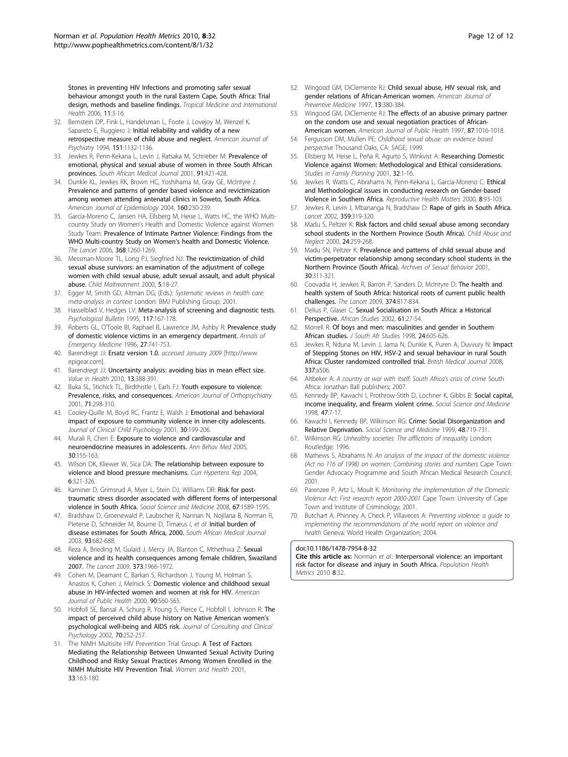Stones in preventing HIV Infections and promoting safer sexual behaviour amongst youth in the rural Eastern Cape, South Africa: Trial design, methods and baseline findings. *Tropical Medicine and International Health* 2006, 11:3-16.

32. Bernstein DP, Fink L, Handelsman L, Foote J, Lovejoy M, Wenzel K, Sapareto E, Ruggiero J: Initial reliability and validity of a new retrospective measure of child abuse and neglect. *American Journal of Psychiatry* 1994, 151:1132-1136.
33. Jewkes R, Penn-Kekana L, Levin J, Ratsaka M, Schrieber M: Prevalence of emotional, physical and sexual abuse of women in three South African provinces. *South African Medical Journal* 2001, 91:421-428.
34. Dunkle KL, Jewkes RK, Brown HC, Yoshihama M, Gray GE, McIntyre J: Prevalence and patterns of gender based violence and revictimization among women attending antenatal clinics in Soweto, South Africa. *American Journal of Epidemiology* 2004, 160:230-239.
35. Garcia-Moreno C, Jansen HA, Ellsberg M, Heise L, Watts HC, the WHO Multi-country Study on Women's Health and Domestic Violence against Women Study Team: Prevalence of Intimate Partner Violence: Findings from the WHO Multi-country Study on Women's health and Domestic Violence. *The Lancet* 2006, 368:1260-1269.
36. Messman-Moore TL, Long PJ, Siegfried NJ: The revictimization of child sexual abuse survivors: an examination of the adjustment of college women with child sexual abuse, adult sexual assault, and adult physical abuse. *Child Maltreatment* 2000, 5:18-27.
37. Egger M, Smith GD, Altman DG, (Eds.): *Systematic reviews in health care: meta-analysis in context* London: BMJ Publishing Group; 2001.
38. Hasselblad V, Hedges LV: Meta-analysis of screening and diagnostic tests. *Psychological Bulletin* 1995, 117:167-178.
39. Roberts GL, O'Toole BI, Raphael B, Lawrence JM, Ashby R: Prevalence study of domestic violence victims in an emergency department. *Annals of Emergency Medicine* 1996, 27:741-753.
40. Barendregt JJ: Ersatz version 1.0. *accessed January 2009* [http://www.epigear.com].
41. Barendregt JJ: Uncertainty analysis: avoiding bias in mean effect size. *Value in Health* 2010, 13:388-391.
42. Buka SL, Stichick TL, Birdthistle I, Earls FJ: Youth exposure to violence: Prevalence, risks, and consequences. *American Journal of Orthopsychiatry* 2001, 71:298-310.
43. Cooley-Quille M, Boyd RC, Frantz E, Walsh J: Emotional and behavioral impact of exposure to community violence in inner-city adolescents. *Journal of Clinical Child Psychology* 2001, 30:199-206.
44. Murali R, Chen E: Exposure to violence and cardiovascular and neuroendocrine measures in adolescents. *Ann Behav Med* 2005, 30:155-163.
45. Wilson DK, Kliewer W, Sica DA: The relationship between exposure to violence and blood pressure mechanisms. *Curr Hypertens Rep* 2004, 6:321-326.
46. Kaminer D, Grimsrud A, Myer L, Stein DJ, Williams DR: Risk for post-traumatic stress disorder associated with different forms of interpersonal violence in South Africa. *Social Science and Medicine* 2008, 67:1589-1595.
47. Bradshaw D, Groenewald P, Laubscher R, Nannan N, Nojilana B, Norman R, Pieterse D, Schneider M, Bourne D, Timæus I, *et al*: Initial burden of disease estimates for South Africa, 2000. *South African Medical Journal* 2003, 93:682-688.
48. Reza A, Brieding M, Gulaid J, Mercy JA, Blanton C, Mthethwa Z: Sexual violence and its health consequences among female children, Swaziland 2007. *The Lancet* 2009, 373:1966-1972.
49. Cohen M, Deamant C, Barkan S, Richardson J, Young M, Holman S, Anastos K, Cohen J, Melnick S: Domestic violence and childhood sexual abuse in HIV-infected women and women at risk for HIV. *American Journal of Public Health* 2000, 90:560-565.
50. Hobfoll SE, Bansal A, Schurg R, Young S, Pierce C, Hobfoll I, Johnson R: The impact of perceived child abuse history on Native American women's psychological well-being and AIDS risk. *Journal of Consulting and Clinical Psychology* 2002, 70:252-257.
51. The NIMH Multisite HIV Prevention Trial Group: A Test of Factors Mediating the Relationship Between Unwanted Sexual Activity During Childhood and Risky Sexual Practices Among Women Enrolled in the NIMH Multisite HIV Prevention Trial. *Women and Health* 2001, 33:163-180.
52. Wingood GM, DiClemente RJ: Child sexual abuse, HIV sexual risk, and gender relations of African-American women. *American Journal of Preventive Medicine* 1997, 13:380-384.
53. Wingood GM, DiClemente RJ: The effects of an abusive primary partner on the condom use and sexual negotiation practices of African-American women. *American Journal of Public Health* 1997, 87:1016-1018.
54. Fergusson DM, Mullen PE: *Childhood sexual abuse: an evidence based perspective* Thousand Oaks, CA: SAGE; 1999.
55. Ellsberg M, Heise L, Peña R, Agurto S, Winkvist A: Researching Domestic Violence against Women: Methodological and Ethical considerations. *Studies in Family Planning* 2001, 32:1-16.
56. Jewkes R, Watts C, Abrahams N, Penn-Kekana L, Garcia-Moreno C: Ethical and Methodological issues in conducting research on Gender-based Violence in Southern Africa. *Reproductive Health Matters* 2000, 8:93-103.
57. Jewkes R, Levin J, Mbananga N, Bradshaw D: Rape of girls in South Africa. *Lancet* 2002, 359:319-320.
58. Madu S, Peltzer K: Risk factors and child sexual abuse among secondary school students in the Northern Province (South Africa). *Child Abuse and Neglect* 2000, 24:259-268.
59. Madu SN, Peltzer K: Prevalence and patterns of child sexual abuse and victim-perpetrator relationship among secondary school students in the Northern Province (South Africa). *Archives of Sexual Behavior* 2001, 30:311-321.
60. Coovadia H, Jewkes R, Barron P, Sanders D, McIntyre D: The health and health system of South Africa: historical roots of current public health challenges. *The Lancet* 2009, 374:817-834.
61. Delius P, Glaser C: Sexual Socialisation in South Africa: a Historical Perspective. *African Studies* 2002, 61:27-54.
62. Morrell R: Of boys and men: masculinities and gender in Southern African studies. *J South Afr Studies* 1998, 24:605-626.
63. Jewkes R, Nduna M, Levin J, Jama N, Dunkle K, Puren A, Duvvury N: Impact of Stepping Stones on HIV, HSV-2 and sexual behaviour in rural South Africa: Cluster randomized controlled trial. *British Medical Journal* 2008, 337:a506.
64. Altbeker A: *A country at war with itself: South Africa's crisis of crime* South Africa: Jonathan Ball publishers; 2007.
65. Kennedy BP, Kawachi I, Prothrow-Stith D, Lochner K, Gibbs B: Social capital, income inequality, and firearm violent crime. *Social Science and Medicine* 1998, 47:7-17.
66. Kawachi I, Kennedy BP, Wilkinson RG: Crime: Social Disorganization and Relative Deprivation. *Social Science and Medicine* 1999, 48:719-731.
67. Wilkinson RG: *Unhealthy societies: The afflictions of inequality* London: Routledge; 1996.
68. Mathews S, Abrahams N: *An analysis of the impact of the domestic violence (Act no 116 of 1998) on women: Combining stories and numbers* Cape Town: Gender Advocacy Programme and South African Medical Research Council; 2001.
69. Parenzee P, Artz L, Moult K: *Monitoring the implementation of the Domestic Violence Act: First research report 2000-2001* Cape Town: University of Cape Town and Institute of Criminology; 2001.
70. Butchart A, Phinney A, Check P, Villaveces A: *Preventing violence: a guide to implementing the recommendations of the world report on violence and health* Geneva: World Health Organization; 2004.

doi:10.1186/1478-7954-8-32

**Cite this article as:** Norman *et al.*: Interpersonal violence: an important risk factor for disease and injury in South Africa. *Population Health Metrics* 2010 8:32.